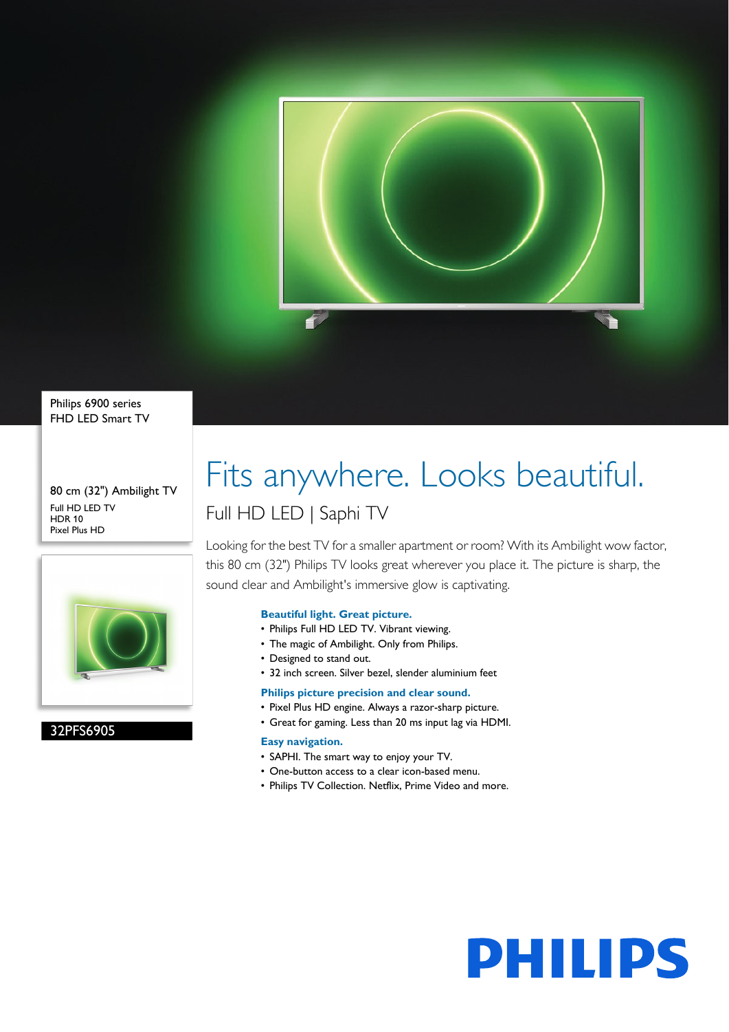Philips 6900 series
FHD LED Smart TV

80 cm (32") Ambilight TV

Full HD LED TV
HDR 10
Pixel Plus HD

32PFS6905

# Fits anywhere. Looks beautiful.

## Full HD LED | Saphi TV

Looking for the best TV for a smaller apartment or room? With its Ambilight wow factor, this 80 cm (32") Philips TV looks great wherever you place it. The picture is sharp, the sound clear and Ambilight's immersive glow is captivating.

### Beautiful light. Great picture.

- Philips Full HD LED TV. Vibrant viewing.
- The magic of Ambilight. Only from Philips.
- Designed to stand out.
- 32 inch screen. Silver bezel, slender aluminium feet

### Philips picture precision and clear sound.

- Pixel Plus HD engine. Always a razor-sharp picture.
- Great for gaming. Less than 20 ms input lag via HDMI.

### Easy navigation.

- SAPHI. The smart way to enjoy your TV.
- One-button access to a clear icon-based menu.
- Philips TV Collection. Netflix, Prime Video and more.

PHILIPS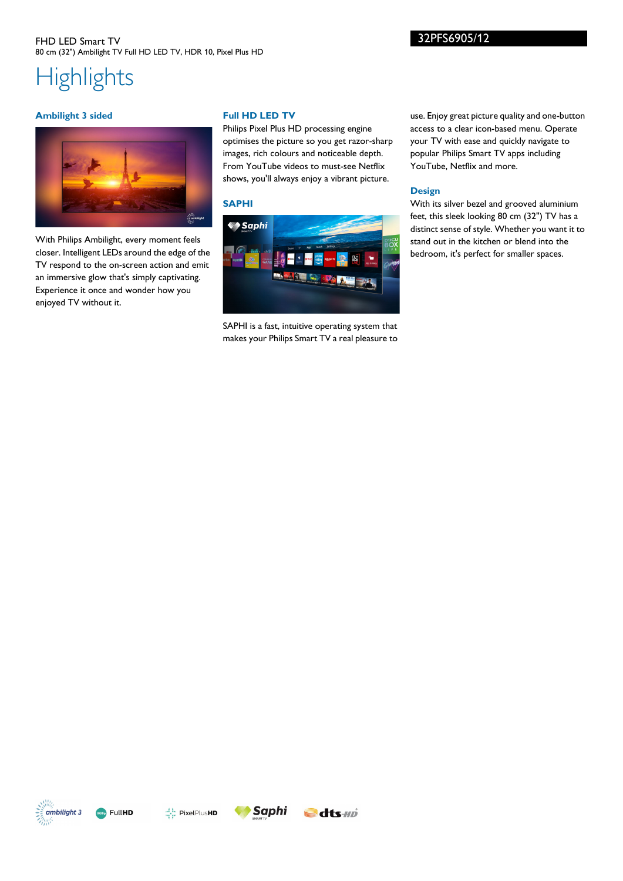FHD LED Smart TV

80 cm (32") Ambilight TV Full HD LED TV, HDR 10, Pixel Plus HD

32PFS6905/12

# Highlights

### Ambilight 3 sided

With Philips Ambilight, every moment feels closer. Intelligent LEDs around the edge of the TV respond to the on-screen action and emit an immersive glow that's simply captivating. Experience it once and wonder how you enjoyed TV without it.

### Full HD LED TV

Philips Pixel Plus HD processing engine optimises the picture so you get razor-sharp images, rich colours and noticeable depth. From YouTube videos to must-see Netflix shows, you'll always enjoy a vibrant picture.

### SAPHI

SAPHI is a fast, intuitive operating system that makes your Philips Smart TV a real pleasure to use. Enjoy great picture quality and one-button access to a clear icon-based menu. Operate your TV with ease and quickly navigate to popular Philips Smart TV apps including YouTube, Netflix and more.

### Design

With its silver bezel and grooved aluminium feet, this sleek looking 80 cm (32") TV has a distinct sense of style. Whether you want it to stand out in the kitchen or blend into the bedroom, it's perfect for smaller spaces.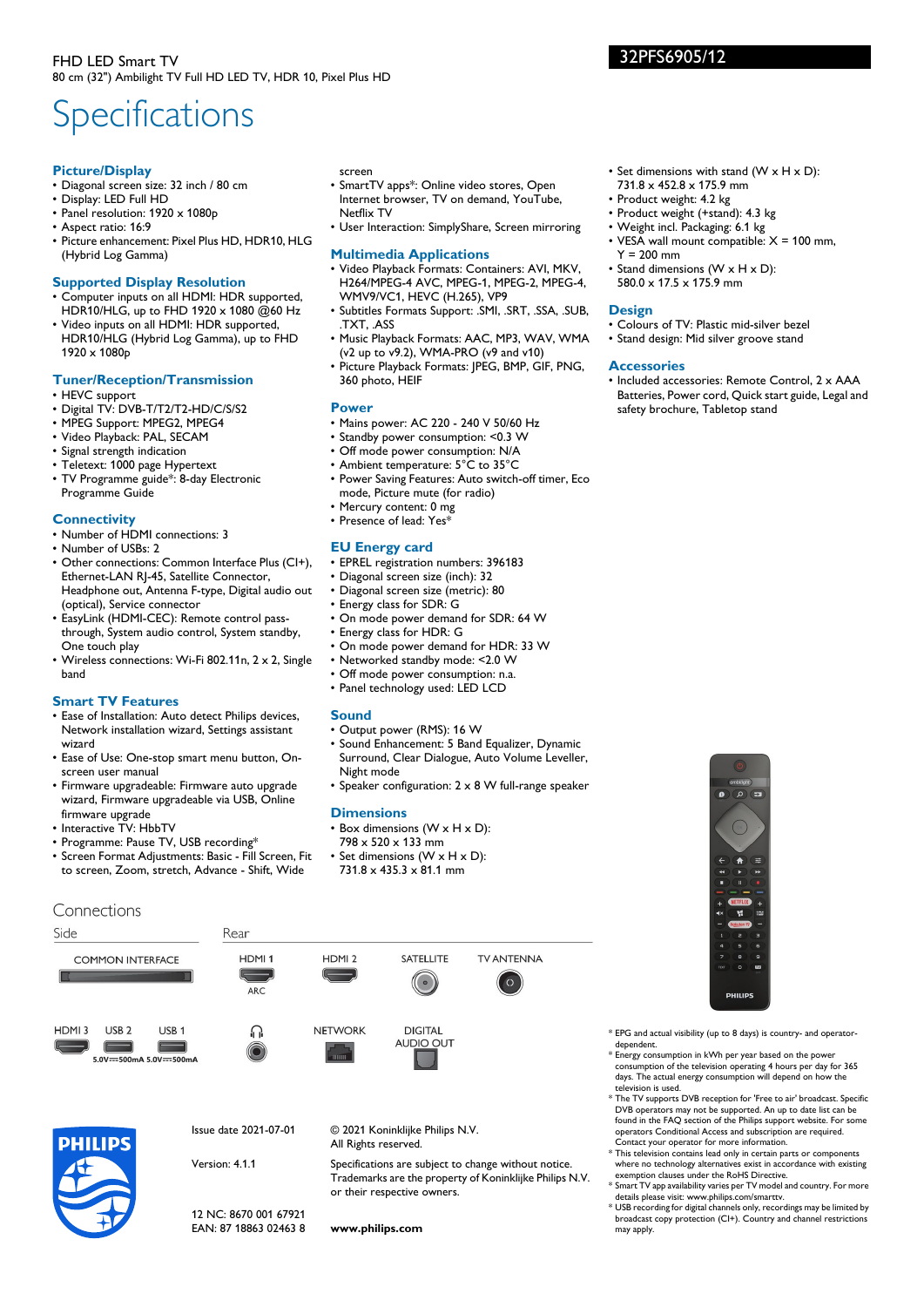FHD LED Smart TV

80 cm (32") Ambilight TV Full HD LED TV, HDR 10, Pixel Plus HD

32PFS6905/12

# Specifications

## Picture/Display
- Diagonal screen size: 32 inch / 80 cm
- Display: LED Full HD
- Panel resolution: 1920 x 1080p
- Aspect ratio: 16:9
- Picture enhancement: Pixel Plus HD, HDR10, HLG (Hybrid Log Gamma)

## Supported Display Resolution
- Computer inputs on all HDMI: HDR supported, HDR10/HLG, up to FHD 1920 x 1080 @60 Hz
- Video inputs on all HDMI: HDR supported, HDR10/HLG (Hybrid Log Gamma), up to FHD 1920 x 1080p

## Tuner/Reception/Transmission
- HEVC support
- Digital TV: DVB-T/T2/T2-HD/C/S/S2
- MPEG Support: MPEG2, MPEG4
- Video Playback: PAL, SECAM
- Signal strength indication
- Teletext: 1000 page Hypertext
- TV Programme guide*: 8-day Electronic Programme Guide

## Connectivity
- Number of HDMI connections: 3
- Number of USBs: 2
- Other connections: Common Interface Plus (CI+), Ethernet-LAN RJ-45, Satellite Connector, Headphone out, Antenna F-type, Digital audio out (optical), Service connector
- EasyLink (HDMI-CEC): Remote control pass-through, System audio control, System standby, One touch play
- Wireless connections: Wi-Fi 802.11n, 2 x 2, Single band

## Smart TV Features
- Ease of Installation: Auto detect Philips devices, Network installation wizard, Settings assistant wizard
- Ease of Use: One-stop smart menu button, On-screen user manual
- Firmware upgradeable: Firmware auto upgrade wizard, Firmware upgradeable via USB, Online firmware upgrade
- Interactive TV: HbbTV
- Programme: Pause TV, USB recording*
- Screen Format Adjustments: Basic - Fill Screen, Fit to screen, Zoom, stretch, Advance - Shift, Wide screen
- SmartTV apps*: Online video stores, Open Internet browser, TV on demand, YouTube, Netflix TV
- User Interaction: SimplyShare, Screen mirroring

## Multimedia Applications
- Video Playback Formats: Containers: AVI, MKV, H264/MPEG-4 AVC, MPEG-1, MPEG-2, MPEG-4, WMV9/VC1, HEVC (H.265), VP9
- Subtitles Formats Support: .SMI, .SRT, .SSA, .SUB, .TXT, .ASS
- Music Playback Formats: AAC, MP3, WAV, WMA (v2 up to v9.2), WMA-PRO (v9 and v10)
- Picture Playback Formats: JPEG, BMP, GIF, PNG, 360 photo, HEIF

## Power
- Mains power: AC 220 - 240 V 50/60 Hz
- Standby power consumption: <0.3 W
- Off mode power consumption: N/A
- Ambient temperature: 5°C to 35°C
- Power Saving Features: Auto switch-off timer, Eco mode, Picture mute (for radio)
- Mercury content: 0 mg
- Presence of lead: Yes*

## EU Energy card
- EPREL registration numbers: 396183
- Diagonal screen size (inch): 32
- Diagonal screen size (metric): 80
- Energy class for SDR: G
- On mode power demand for SDR: 64 W
- Energy class for HDR: G
- On mode power demand for HDR: 33 W
- Networked standby mode: <2.0 W
- Off mode power consumption: n.a.
- Panel technology used: LED LCD

## Sound
- Output power (RMS): 16 W
- Sound Enhancement: 5 Band Equalizer, Dynamic Surround, Clear Dialogue, Auto Volume Leveller, Night mode
- Speaker configuration: 2 x 8 W full-range speaker

## Dimensions
- Box dimensions (W x H x D): 798 x 520 x 133 mm
- Set dimensions (W x H x D): 731.8 x 435.3 x 81.1 mm
- Set dimensions with stand (W x H x D): 731.8 x 452.8 x 175.9 mm
- Product weight: 4.2 kg
- Product weight (+stand): 4.3 kg
- Weight incl. Packaging: 6.1 kg
- VESA wall mount compatible: X = 100 mm, Y = 200 mm
- Stand dimensions (W x H x D): 580.0 x 17.5 x 175.9 mm

## Design
- Colours of TV: Plastic mid-silver bezel
- Stand design: Mid silver groove stand

## Accessories
- Included accessories: Remote Control, 2 x AAA Batteries, Power cord, Quick start guide, Legal and safety brochure, Tabletop stand

## Connections

Side

COMMON INTERFACE

HDMI 3

USB 2

USB 1

5.0V⎓500mA 5.0V⎓500mA

Rear

HDMI 1

ARC

HDMI 2

SATELLITE

TV ANTENNA

NETWORK

DIGITAL AUDIO OUT

---

\* EPG and actual visibility (up to 8 days) is country- and operator-dependent.

\* Energy consumption in kWh per year based on the power consumption of the television operating 4 hours per day for 365 days. The actual energy consumption will depend on how the television is used.

\* The TV supports DVB reception for 'Free to air' broadcast. Specific DVB operators may not be supported. An up to date list can be found in the FAQ section of the Philips support website. For some operators Conditional Access and subscription are required. Contact your operator for more information.

\* This television contains lead only in certain parts or components where no technology alternatives exist in accordance with existing exemption clauses under the RoHS Directive.

\* Smart TV app availability varies per TV model and country. For more details please visit: www.philips.com/smarttv.

\* USB recording for digital channels only, recordings may be limited by broadcast copy protection (CI+). Country and channel restrictions may apply.

Issue date 2021-07-01

Version: 4.1.1

12 NC: 8670 001 67921

EAN: 87 18863 02463 8

© 2021 Koninklijke Philips N.V.

All Rights reserved.

Specifications are subject to change without notice. Trademarks are the property of Koninklijke Philips N.V. or their respective owners.

**www.philips.com**